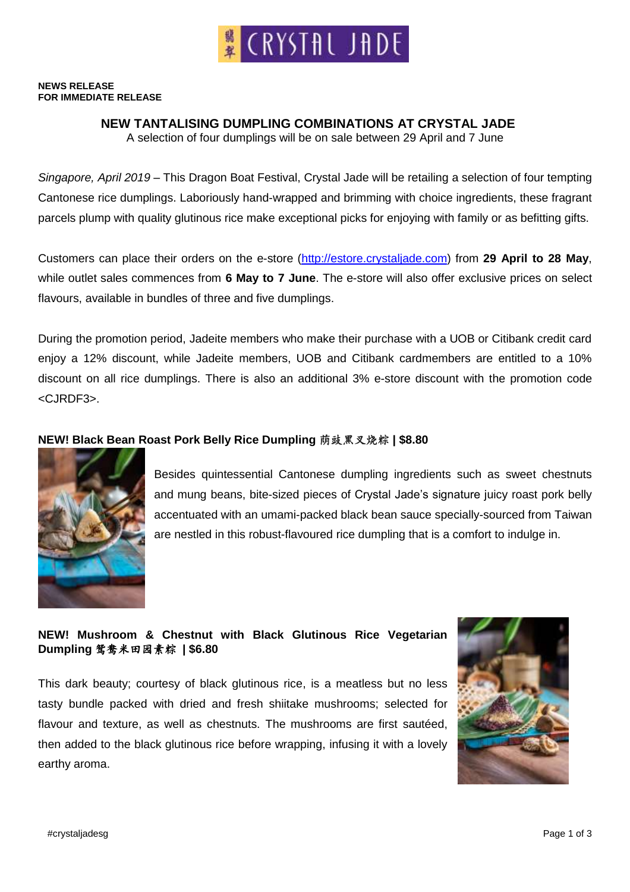**NEWS RELEASE**
**FOR IMMEDIATE RELEASE**

## NEW TANTALISING DUMPLING COMBINATIONS AT CRYSTAL JADE

A selection of four dumplings will be on sale between 29 April and 7 June

*Singapore, April 2019* – This Dragon Boat Festival, Crystal Jade will be retailing a selection of four tempting Cantonese rice dumplings. Laboriously hand-wrapped and brimming with choice ingredients, these fragrant parcels plump with quality glutinous rice make exceptional picks for enjoying with family or as befitting gifts.

Customers can place their orders on the e-store (http://estore.crystaljade.com) from **29 April to 28 May**, while outlet sales commences from **6 May to 7 June**. The e-store will also offer exclusive prices on select flavours, available in bundles of three and five dumplings.

During the promotion period, Jadeite members who make their purchase with a UOB or Citibank credit card enjoy a 12% discount, while Jadeite members, UOB and Citibank cardmembers are entitled to a 10% discount on all rice dumplings. There is also an additional 3% e-store discount with the promotion code <CJRDF3>.

### NEW! Black Bean Roast Pork Belly Rice Dumpling 荫豉黑叉烧粽 | $8.80

Besides quintessential Cantonese dumpling ingredients such as sweet chestnuts and mung beans, bite-sized pieces of Crystal Jade's signature juicy roast pork belly accentuated with an umami-packed black bean sauce specially-sourced from Taiwan are nestled in this robust-flavoured rice dumpling that is a comfort to indulge in.

### NEW! Mushroom & Chestnut with Black Glutinous Rice Vegetarian Dumpling 鸳鸯米田园素粽 | $6.80

This dark beauty; courtesy of black glutinous rice, is a meatless but no less tasty bundle packed with dried and fresh shiitake mushrooms; selected for flavour and texture, as well as chestnuts. The mushrooms are first sautéed, then added to the black glutinous rice before wrapping, infusing it with a lovely earthy aroma.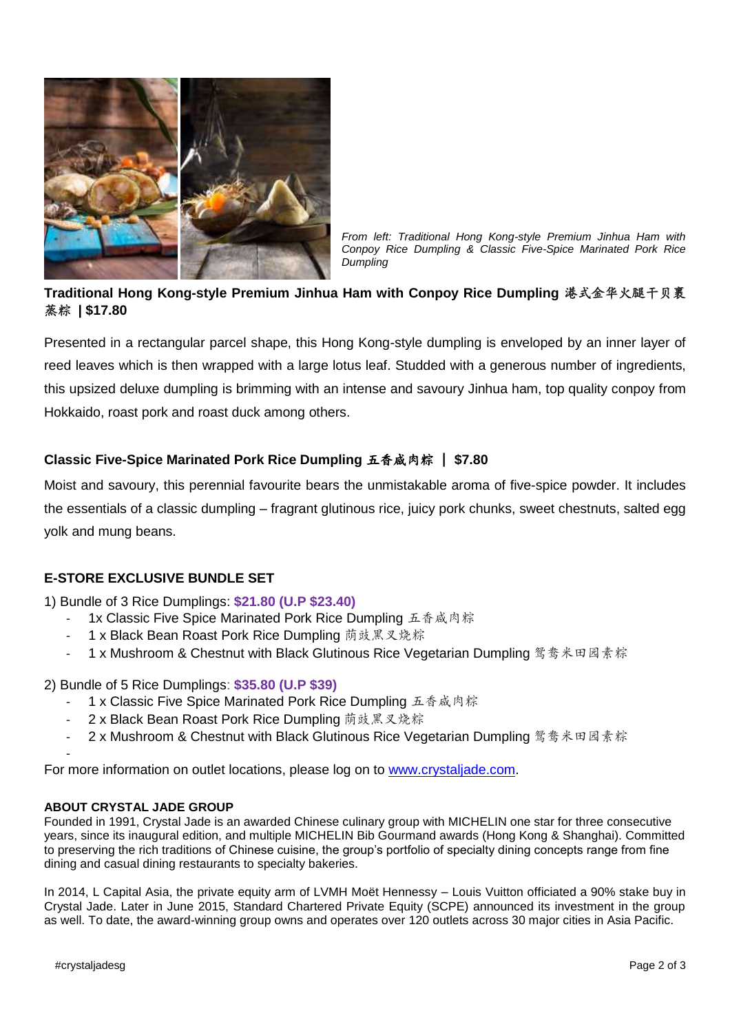*From left: Traditional Hong Kong-style Premium Jinhua Ham with Conpoy Rice Dumpling & Classic Five-Spice Marinated Pork Rice Dumpling*

**Traditional Hong Kong-style Premium Jinhua Ham with Conpoy Rice Dumpling 港式金华火腿干贝裹蒸粽 | $17.80**

Presented in a rectangular parcel shape, this Hong Kong-style dumpling is enveloped by an inner layer of reed leaves which is then wrapped with a large lotus leaf. Studded with a generous number of ingredients, this upsized deluxe dumpling is brimming with an intense and savoury Jinhua ham, top quality conpoy from Hokkaido, roast pork and roast duck among others.

**Classic Five-Spice Marinated Pork Rice Dumpling 五香咸肉粽 | $7.80**

Moist and savoury, this perennial favourite bears the unmistakable aroma of five-spice powder. It includes the essentials of a classic dumpling – fragrant glutinous rice, juicy pork chunks, sweet chestnuts, salted egg yolk and mung beans.

**E-STORE EXCLUSIVE BUNDLE SET**

1) Bundle of 3 Rice Dumplings: **$21.80 (U.P $23.40)**
   - 1x Classic Five Spice Marinated Pork Rice Dumpling 五香咸肉粽
   - 1 x Black Bean Roast Pork Rice Dumpling 荫豉黑叉烧粽
   - 1 x Mushroom & Chestnut with Black Glutinous Rice Vegetarian Dumpling 鸳鸯米田园素粽

2) Bundle of 5 Rice Dumplings: **$35.80 (U.P $39)**
   - 1 x Classic Five Spice Marinated Pork Rice Dumpling 五香咸肉粽
   - 2 x Black Bean Roast Pork Rice Dumpling 荫豉黑叉烧粽
   - 2 x Mushroom & Chestnut with Black Glutinous Rice Vegetarian Dumpling 鸳鸯米田园素粽

For more information on outlet locations, please log on to www.crystaljade.com.

**ABOUT CRYSTAL JADE GROUP**

Founded in 1991, Crystal Jade is an awarded Chinese culinary group with MICHELIN one star for three consecutive years, since its inaugural edition, and multiple MICHELIN Bib Gourmand awards (Hong Kong & Shanghai). Committed to preserving the rich traditions of Chinese cuisine, the group's portfolio of specialty dining concepts range from fine dining and casual dining restaurants to specialty bakeries.

In 2014, L Capital Asia, the private equity arm of LVMH Moët Hennessy – Louis Vuitton officiated a 90% stake buy in Crystal Jade. Later in June 2015, Standard Chartered Private Equity (SCPE) announced its investment in the group as well. To date, the award-winning group owns and operates over 120 outlets across 30 major cities in Asia Pacific.

#crystaljadesg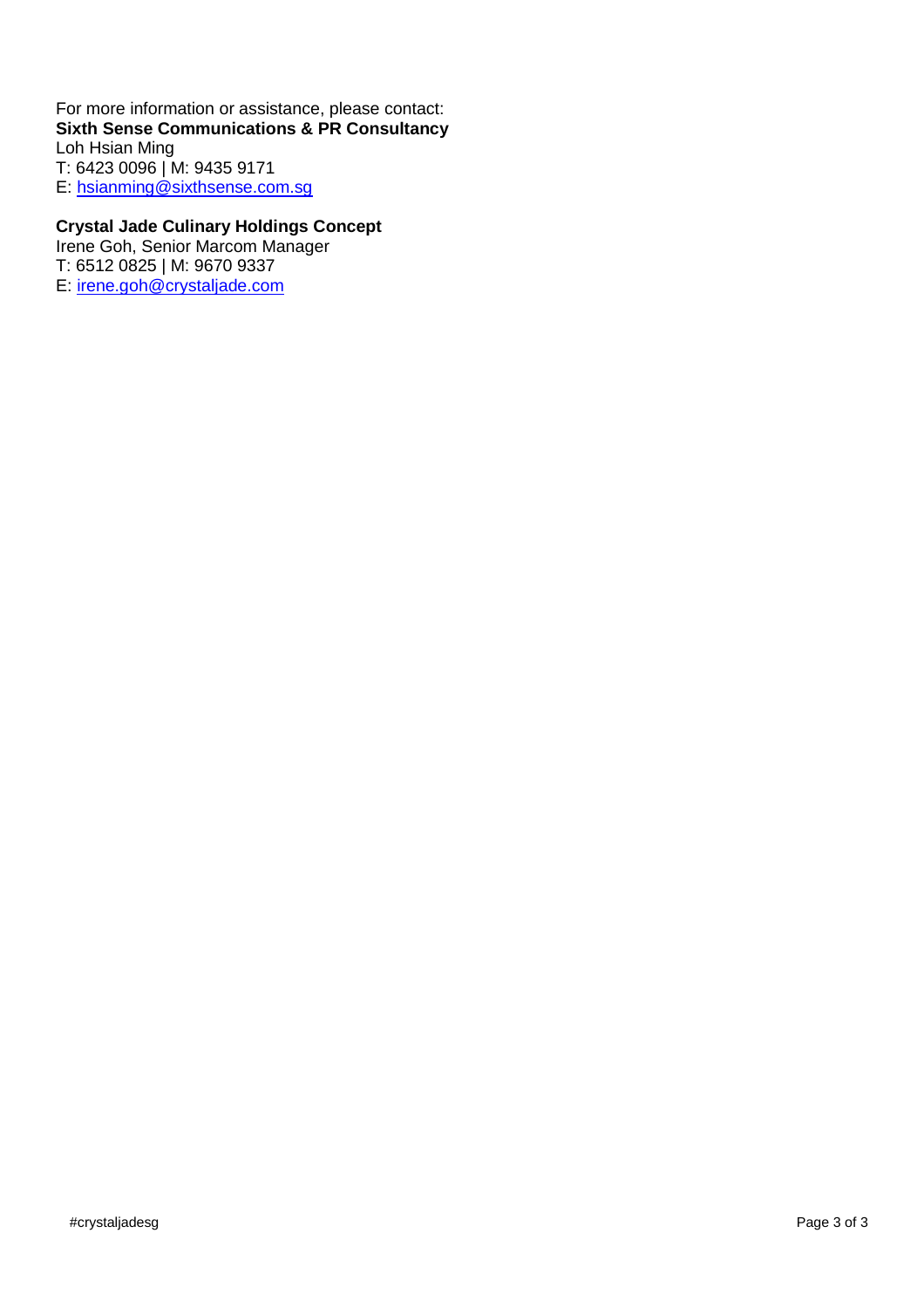For more information or assistance, please contact:
**Sixth Sense Communications & PR Consultancy**
Loh Hsian Ming
T: 6423 0096 | M: 9435 9171
E: hsianming@sixthsense.com.sg

**Crystal Jade Culinary Holdings Concept**
Irene Goh, Senior Marcom Manager
T: 6512 0825 | M: 9670 9337
E: irene.goh@crystaljade.com

#crystaljadesg